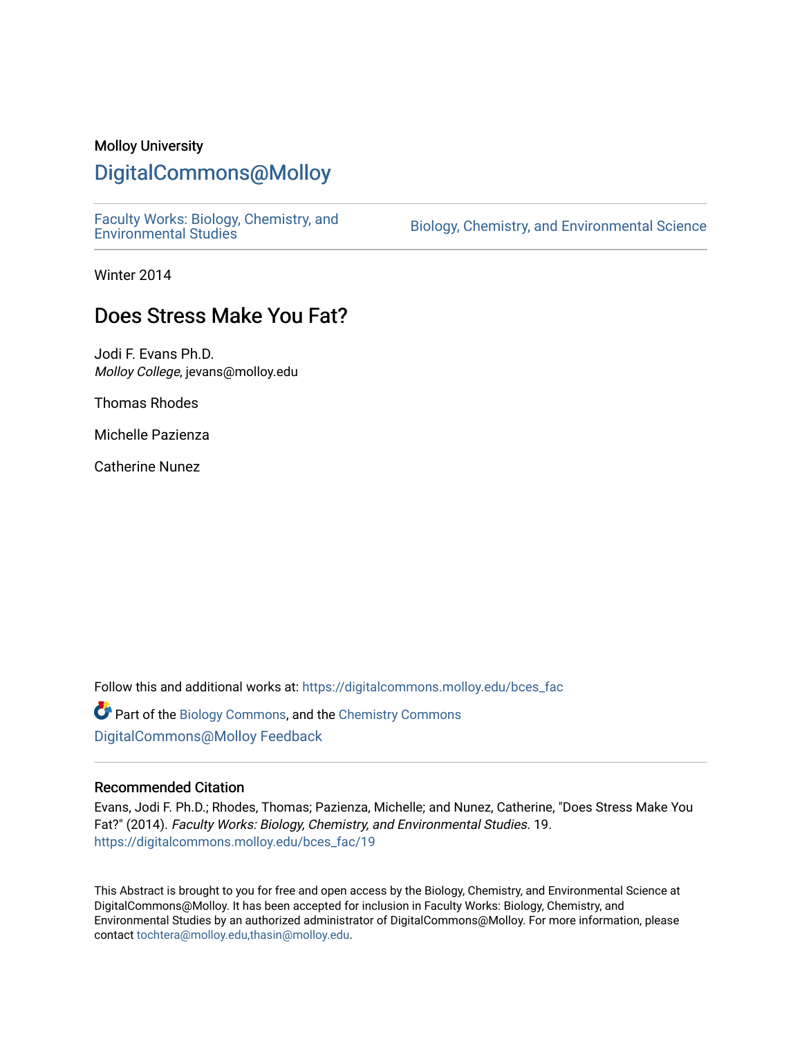Molloy University

# DigitalCommons@Molloy

Faculty Works: Biology, Chemistry, and Environmental Studies

Biology, Chemistry, and Environmental Science

Winter 2014

## Does Stress Make You Fat?

Jodi F. Evans Ph.D.
*Molloy College*, jevans@molloy.edu

Thomas Rhodes

Michelle Pazienza

Catherine Nunez

Follow this and additional works at: https://digitalcommons.molloy.edu/bces_fac

Part of the Biology Commons, and the Chemistry Commons

DigitalCommons@Molloy Feedback

### Recommended Citation

Evans, Jodi F. Ph.D.; Rhodes, Thomas; Pazienza, Michelle; and Nunez, Catherine, "Does Stress Make You Fat?" (2014). *Faculty Works: Biology, Chemistry, and Environmental Studies*. 19.
https://digitalcommons.molloy.edu/bces_fac/19

This Abstract is brought to you for free and open access by the Biology, Chemistry, and Environmental Science at DigitalCommons@Molloy. It has been accepted for inclusion in Faculty Works: Biology, Chemistry, and Environmental Studies by an authorized administrator of DigitalCommons@Molloy. For more information, please contact tochtera@molloy.edu,thasin@molloy.edu.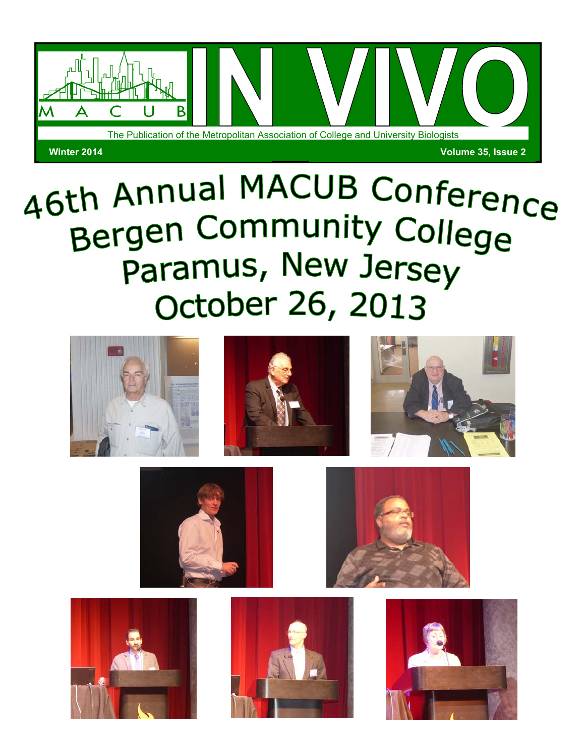# IN VIVO

MACUB

The Publication of the Metropolitan Association of College and University Biologists

Winter 2014

# 46th Annual MACUB Conference
# Bergen Community College
# Paramus, New Jersey
# October 26, 2013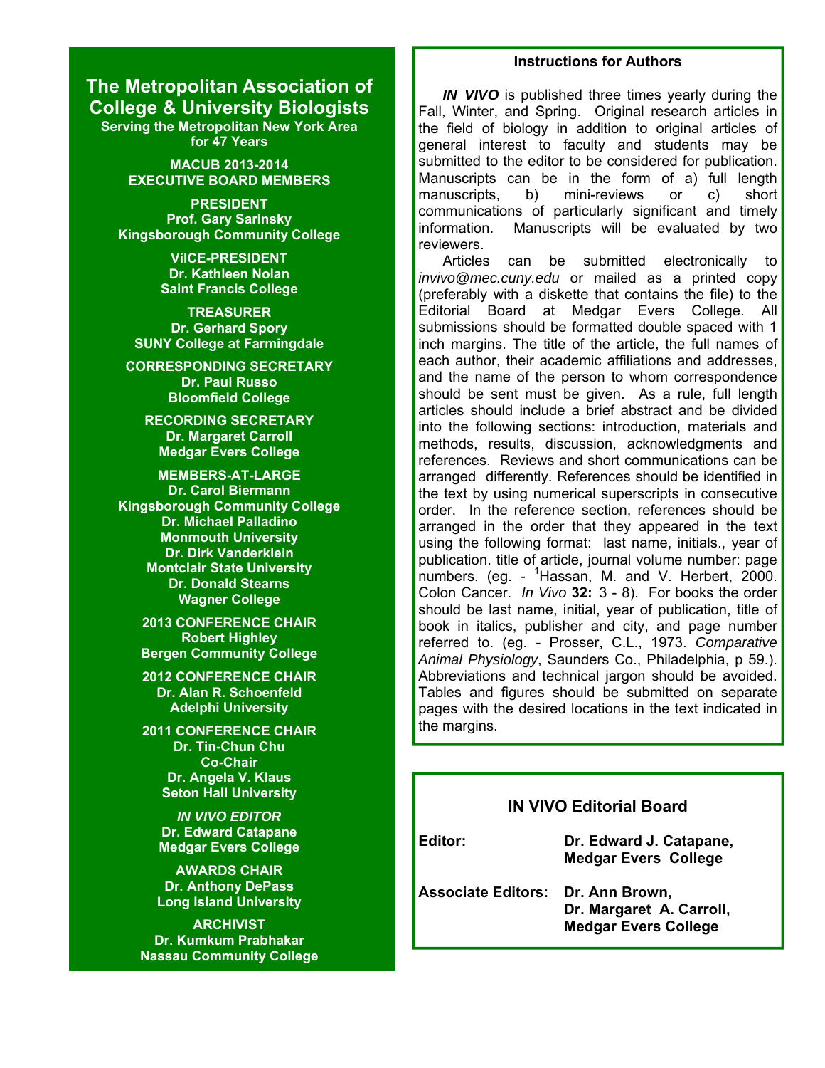## The Metropolitan Association of College & University Biologists

**Serving the Metropolitan New York Area for 47 Years**

**MACUB 2013-2014 EXECUTIVE BOARD MEMBERS**

**PRESIDENT**
**Prof. Gary Sarinsky**
**Kingsborough Community College**

**VIlCE-PRESIDENT**
**Dr. Kathleen Nolan**
**Saint Francis College**

**TREASURER**
**Dr. Gerhard Spory**
**SUNY College at Farmingdale**

**CORRESPONDING SECRETARY**
**Dr. Paul Russo**
**Bloomfield College**

**RECORDING SECRETARY**
**Dr. Margaret Carroll**
**Medgar Evers College**

**MEMBERS-AT-LARGE**
**Dr. Carol Biermann**
**Kingsborough Community College**
**Dr. Michael Palladino**
**Monmouth University**
**Dr. Dirk Vanderklein**
**Montclair State University**
**Dr. Donald Stearns**
**Wagner College**

**2013 CONFERENCE CHAIR**
**Robert Highley**
**Bergen Community College**

**2012 CONFERENCE CHAIR**
**Dr. Alan R. Schoenfeld**
**Adelphi University**

**2011 CONFERENCE CHAIR**
**Dr. Tin-Chun Chu**
**Co-Chair**
**Dr. Angela V. Klaus**
**Seton Hall University**

***IN VIVO EDITOR***
**Dr. Edward Catapane**
**Medgar Evers College**

**AWARDS CHAIR**
**Dr. Anthony DePass**
**Long Island University**

**ARCHIVIST**
**Dr. Kumkum Prabhakar**
**Nassau Community College**

### Instructions for Authors

***IN VIVO*** is published three times yearly during the Fall, Winter, and Spring. Original research articles in the field of biology in addition to original articles of general interest to faculty and students may be submitted to the editor to be considered for publication. Manuscripts can be in the form of a) full length manuscripts, b) mini-reviews or c) short communications of particularly significant and timely information. Manuscripts will be evaluated by two reviewers.

Articles can be submitted electronically to *invivo@mec.cuny.edu* or mailed as a printed copy (preferably with a diskette that contains the file) to the Editorial Board at Medgar Evers College. All submissions should be formatted double spaced with 1 inch margins. The title of the article, the full names of each author, their academic affiliations and addresses, and the name of the person to whom correspondence should be sent must be given. As a rule, full length articles should include a brief abstract and be divided into the following sections: introduction, materials and methods, results, discussion, acknowledgments and references. Reviews and short communications can be arranged differently. References should be identified in the text by using numerical superscripts in consecutive order. In the reference section, references should be arranged in the order that they appeared in the text using the following format: last name, initials., year of publication. title of article, journal volume number: page numbers. (eg. - [1]Hassan, M. and V. Herbert, 2000. Colon Cancer. *In Vivo* **32:** 3 - 8). For books the order should be last name, initial, year of publication, title of book in italics, publisher and city, and page number referred to. (eg. - Prosser, C.L., 1973. *Comparative Animal Physiology*, Saunders Co., Philadelphia, p 59.). Abbreviations and technical jargon should be avoided. Tables and figures should be submitted on separate pages with the desired locations in the text indicated in the margins.

### IN VIVO Editorial Board

**Editor:** **Dr. Edward J. Catapane, Medgar Evers College**

**Associate Editors:** **Dr. Ann Brown, Dr. Margaret A. Carroll, Medgar Evers College**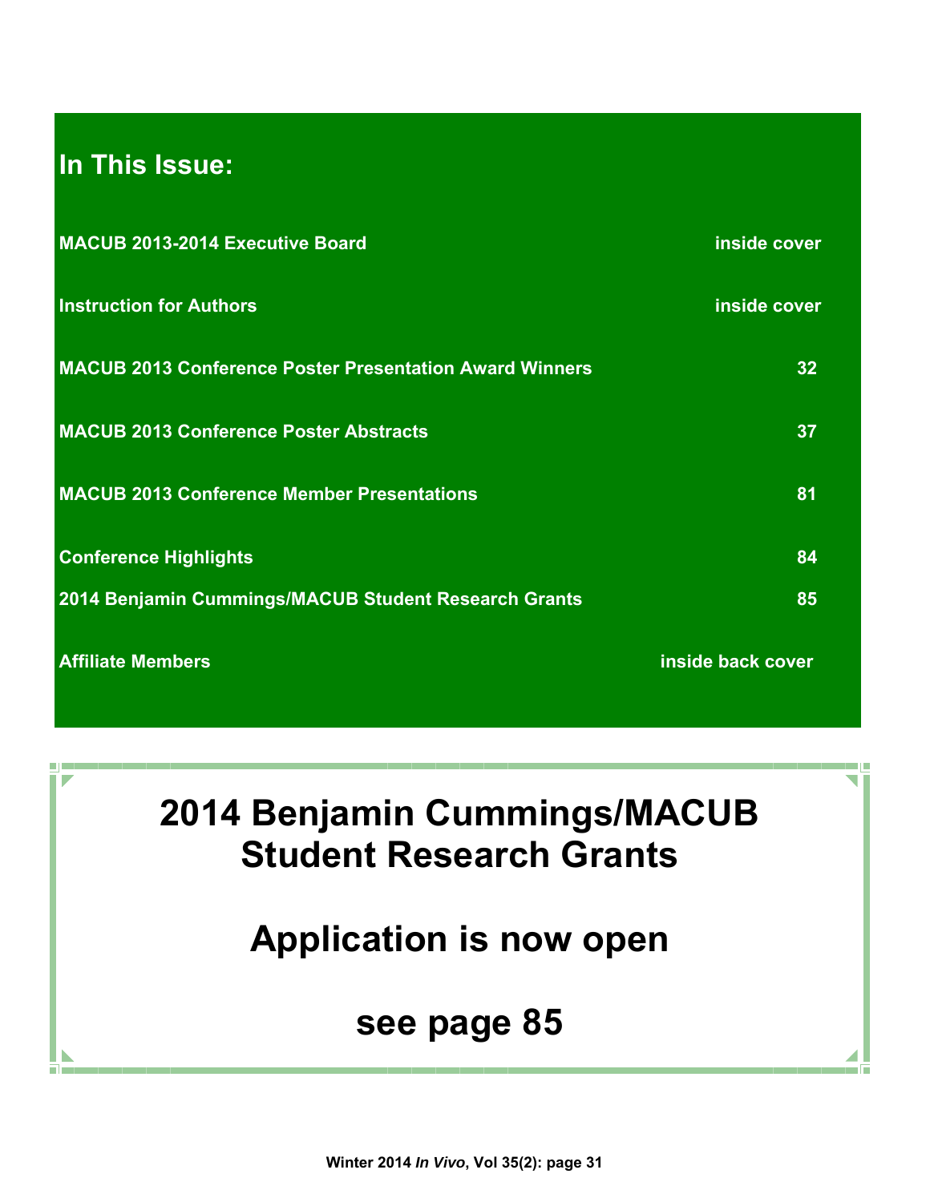## In This Issue:

| | |
|---|---|
| **MACUB 2013-2014 Executive Board** | **inside cover** |
| **Instruction for Authors** | **inside cover** |
| **MACUB 2013 Conference Poster Presentation Award Winners** | **32** |
| **MACUB 2013 Conference Poster Abstracts** | **37** |
| **MACUB 2013 Conference Member Presentations** | **81** |
| **Conference Highlights** | **84** |
| **2014 Benjamin Cummings/MACUB Student Research Grants** | **85** |
| **Affiliate Members** | **inside back cover** |

# 2014 Benjamin Cummings/MACUB Student Research Grants

# Application is now open

# see page 85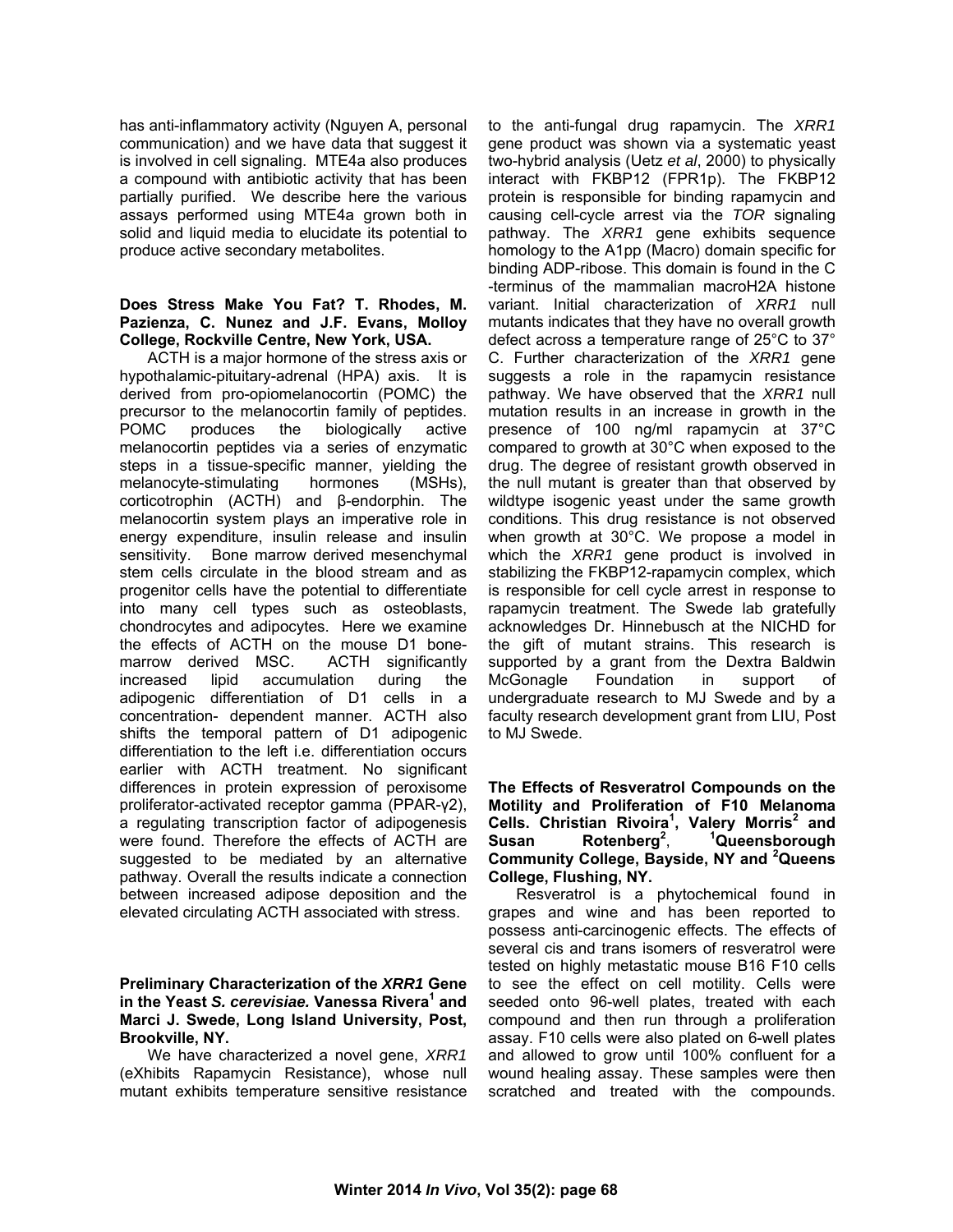has anti-inflammatory activity (Nguyen A, personal communication) and we have data that suggest it is involved in cell signaling. MTE4a also produces a compound with antibiotic activity that has been partially purified. We describe here the various assays performed using MTE4a grown both in solid and liquid media to elucidate its potential to produce active secondary metabolites.

**Does Stress Make You Fat? T. Rhodes, M. Pazienza, C. Nunez and J.F. Evans, Molloy College, Rockville Centre, New York, USA.**

ACTH is a major hormone of the stress axis or hypothalamic-pituitary-adrenal (HPA) axis. It is derived from pro-opiomelanocortin (POMC) the precursor to the melanocortin family of peptides. POMC produces the biologically active melanocortin peptides via a series of enzymatic steps in a tissue-specific manner, yielding the melanocyte-stimulating hormones (MSHs), corticotrophin (ACTH) and β-endorphin. The melanocortin system plays an imperative role in energy expenditure, insulin release and insulin sensitivity. Bone marrow derived mesenchymal stem cells circulate in the blood stream and as progenitor cells have the potential to differentiate into many cell types such as osteoblasts, chondrocytes and adipocytes. Here we examine the effects of ACTH on the mouse D1 bone-marrow derived MSC. ACTH significantly increased lipid accumulation during the adipogenic differentiation of D1 cells in a concentration- dependent manner. ACTH also shifts the temporal pattern of D1 adipogenic differentiation to the left i.e. differentiation occurs earlier with ACTH treatment. No significant differences in protein expression of peroxisome proliferator-activated receptor gamma (PPAR-γ2), a regulating transcription factor of adipogenesis were found. Therefore the effects of ACTH are suggested to be mediated by an alternative pathway. Overall the results indicate a connection between increased adipose deposition and the elevated circulating ACTH associated with stress.

**Preliminary Characterization of the *XRR1* Gene in the Yeast *S. cerevisiae.* Vanessa Rivera[1] and Marci J. Swede, Long Island University, Post, Brookville, NY.**

We have characterized a novel gene, *XRR1* (eXhibits Rapamycin Resistance), whose null mutant exhibits temperature sensitive resistance to the anti-fungal drug rapamycin. The *XRR1* gene product was shown via a systematic yeast two-hybrid analysis (Uetz *et al*, 2000) to physically interact with FKBP12 (FPR1p). The FKBP12 protein is responsible for binding rapamycin and causing cell-cycle arrest via the *TOR* signaling pathway. The *XRR1* gene exhibits sequence homology to the A1pp (Macro) domain specific for binding ADP-ribose. This domain is found in the C -terminus of the mammalian macroH2A histone variant. Initial characterization of *XRR1* null mutants indicates that they have no overall growth defect across a temperature range of 25°C to 37° C. Further characterization of the *XRR1* gene suggests a role in the rapamycin resistance pathway. We have observed that the *XRR1* null mutation results in an increase in growth in the presence of 100 ng/ml rapamycin at 37°C compared to growth at 30°C when exposed to the drug. The degree of resistant growth observed in the null mutant is greater than that observed by wildtype isogenic yeast under the same growth conditions. This drug resistance is not observed when growth at 30°C. We propose a model in which the *XRR1* gene product is involved in stabilizing the FKBP12-rapamycin complex, which is responsible for cell cycle arrest in response to rapamycin treatment. The Swede lab gratefully acknowledges Dr. Hinnebusch at the NICHD for the gift of mutant strains. This research is supported by a grant from the Dextra Baldwin McGonagle Foundation in support of undergraduate research to MJ Swede and by a faculty research development grant from LIU, Post to MJ Swede.

**The Effects of Resveratrol Compounds on the Motility and Proliferation of F10 Melanoma Cells. Christian Rivoira[1], Valery Morris[2] and Susan Rotenberg[2], [1]Queensborough Community College, Bayside, NY and [2]Queens College, Flushing, NY.**

Resveratrol is a phytochemical found in grapes and wine and has been reported to possess anti-carcinogenic effects. The effects of several cis and trans isomers of resveratrol were tested on highly metastatic mouse B16 F10 cells to see the effect on cell motility. Cells were seeded onto 96-well plates, treated with each compound and then run through a proliferation assay. F10 cells were also plated on 6-well plates and allowed to grow until 100% confluent for a wound healing assay. These samples were then scratched and treated with the compounds.